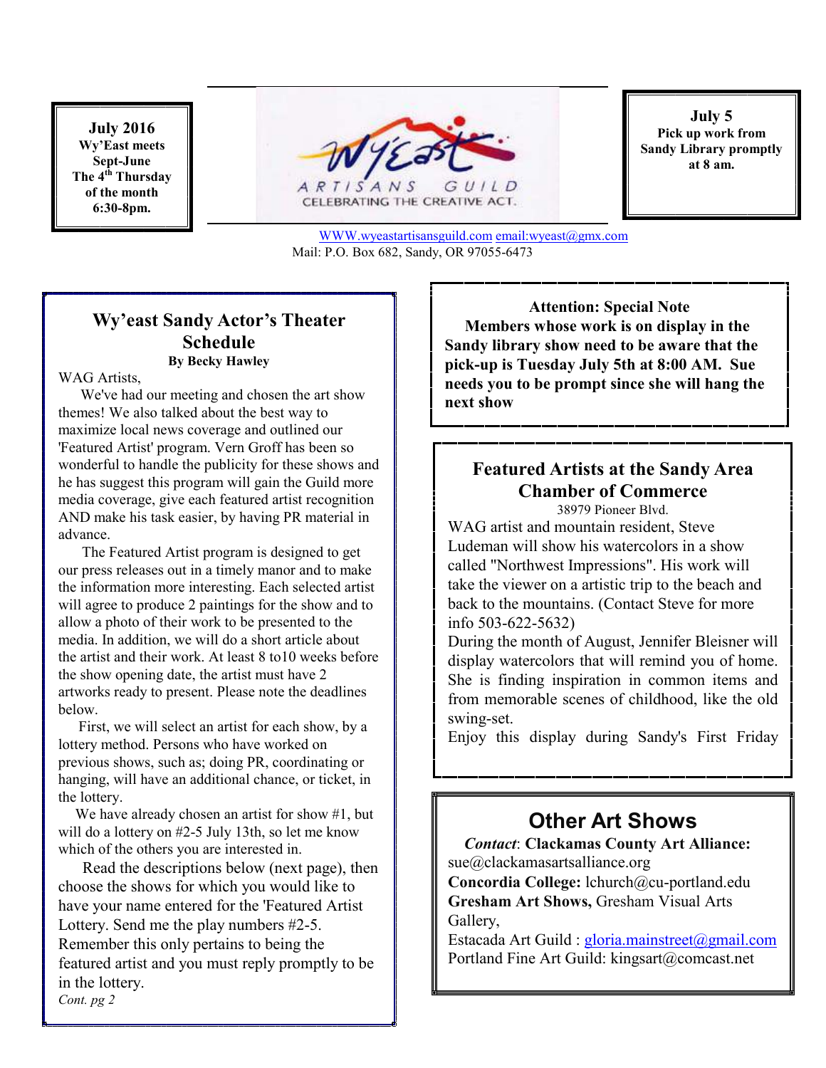**July 2016**
**Wy'East meets**
**Sept-June**
**The 4th Thursday**
**of the month**
**6:30-8pm.**

WY'EAST ARTISANS GUILD
CELEBRATING THE CREATIVE ACT.

**July 5**
**Pick up work from Sandy Library promptly at 8 am.**

WWW.wyeastartisansguild.com email:wyeast@gmx.com
Mail: P.O. Box 682, Sandy, OR 97055-6473

## Wy'east Sandy Actor's Theater Schedule

**By Becky Hawley**

WAG Artists,

We've had our meeting and chosen the art show themes! We also talked about the best way to maximize local news coverage and outlined our 'Featured Artist' program. Vern Groff has been so wonderful to handle the publicity for these shows and he has suggest this program will gain the Guild more media coverage, give each featured artist recognition AND make his task easier, by having PR material in advance.

The Featured Artist program is designed to get our press releases out in a timely manor and to make the information more interesting. Each selected artist will agree to produce 2 paintings for the show and to allow a photo of their work to be presented to the media. In addition, we will do a short article about the artist and their work. At least 8 to10 weeks before the show opening date, the artist must have 2 artworks ready to present. Please note the deadlines below.

First, we will select an artist for each show, by a lottery method. Persons who have worked on previous shows, such as; doing PR, coordinating or hanging, will have an additional chance, or ticket, in the lottery.

We have already chosen an artist for show #1, but will do a lottery on #2-5 July 13th, so let me know which of the others you are interested in.

Read the descriptions below (next page), then choose the shows for which you would like to have your name entered for the 'Featured Artist Lottery. Send me the play numbers #2-5. Remember this only pertains to being the featured artist and you must reply promptly to be in the lottery.

*Cont. pg 2*

**Attention: Special Note**
**Members whose work is on display in the Sandy library show need to be aware that the pick-up is Tuesday July 5th at 8:00 AM. Sue needs you to be prompt since she will hang the next show**

## Featured Artists at the Sandy Area Chamber of Commerce

38979 Pioneer Blvd.

WAG artist and mountain resident, Steve Ludeman will show his watercolors in a show called "Northwest Impressions". His work will take the viewer on a artistic trip to the beach and back to the mountains. (Contact Steve for more info 503-622-5632)

During the month of August, Jennifer Bleisner will display watercolors that will remind you of home. She is finding inspiration in common items and from memorable scenes of childhood, like the old swing-set.

Enjoy this display during Sandy's First Friday

## Other Art Shows

*Contact*: **Clackamas County Art Alliance:** sue@clackamasartsalliance.org
**Concordia College:** lchurch@cu-portland.edu
**Gresham Art Shows,** Gresham Visual Arts Gallery,
Estacada Art Guild : gloria.mainstreet@gmail.com
Portland Fine Art Guild: kingsart@comcast.net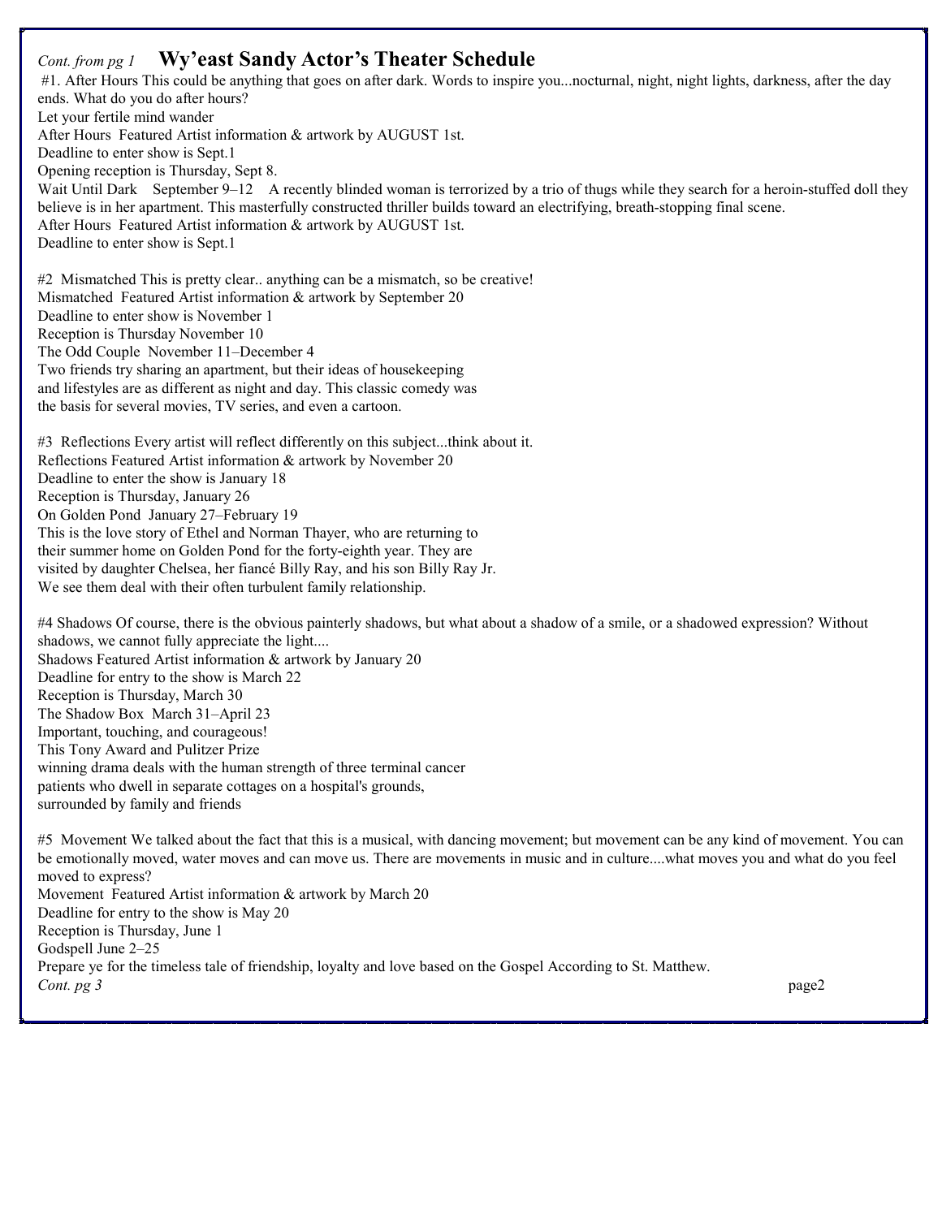*Cont. from pg 1* **Wy'east Sandy Actor's Theater Schedule**

#1. After Hours This could be anything that goes on after dark. Words to inspire you...nocturnal, night, night lights, darkness, after the day ends. What do you do after hours?
Let your fertile mind wander
After Hours Featured Artist information & artwork by AUGUST 1st.
Deadline to enter show is Sept.1
Opening reception is Thursday, Sept 8.
Wait Until Dark September 9–12 A recently blinded woman is terrorized by a trio of thugs while they search for a heroin-stuffed doll they believe is in her apartment. This masterfully constructed thriller builds toward an electrifying, breath-stopping final scene.
After Hours Featured Artist information & artwork by AUGUST 1st.
Deadline to enter show is Sept.1

#2 Mismatched This is pretty clear.. anything can be a mismatch, so be creative!
Mismatched Featured Artist information & artwork by September 20
Deadline to enter show is November 1
Reception is Thursday November 10
The Odd Couple November 11–December 4
Two friends try sharing an apartment, but their ideas of housekeeping and lifestyles are as different as night and day. This classic comedy was the basis for several movies, TV series, and even a cartoon.

#3 Reflections Every artist will reflect differently on this subject...think about it.
Reflections Featured Artist information & artwork by November 20
Deadline to enter the show is January 18
Reception is Thursday, January 26
On Golden Pond January 27–February 19
This is the love story of Ethel and Norman Thayer, who are returning to their summer home on Golden Pond for the forty-eighth year. They are visited by daughter Chelsea, her fiancé Billy Ray, and his son Billy Ray Jr. We see them deal with their often turbulent family relationship.

#4 Shadows Of course, there is the obvious painterly shadows, but what about a shadow of a smile, or a shadowed expression? Without shadows, we cannot fully appreciate the light....
Shadows Featured Artist information & artwork by January 20
Deadline for entry to the show is March 22
Reception is Thursday, March 30
The Shadow Box March 31–April 23
Important, touching, and courageous!
This Tony Award and Pulitzer Prize winning drama deals with the human strength of three terminal cancer patients who dwell in separate cottages on a hospital's grounds, surrounded by family and friends

#5 Movement We talked about the fact that this is a musical, with dancing movement; but movement can be any kind of movement. You can be emotionally moved, water moves and can move us. There are movements in music and in culture....what moves you and what do you feel moved to express?
Movement Featured Artist information & artwork by March 20
Deadline for entry to the show is May 20
Reception is Thursday, June 1
Godspell June 2–25
Prepare ye for the timeless tale of friendship, loyalty and love based on the Gospel According to St. Matthew.
*Cont. pg 3*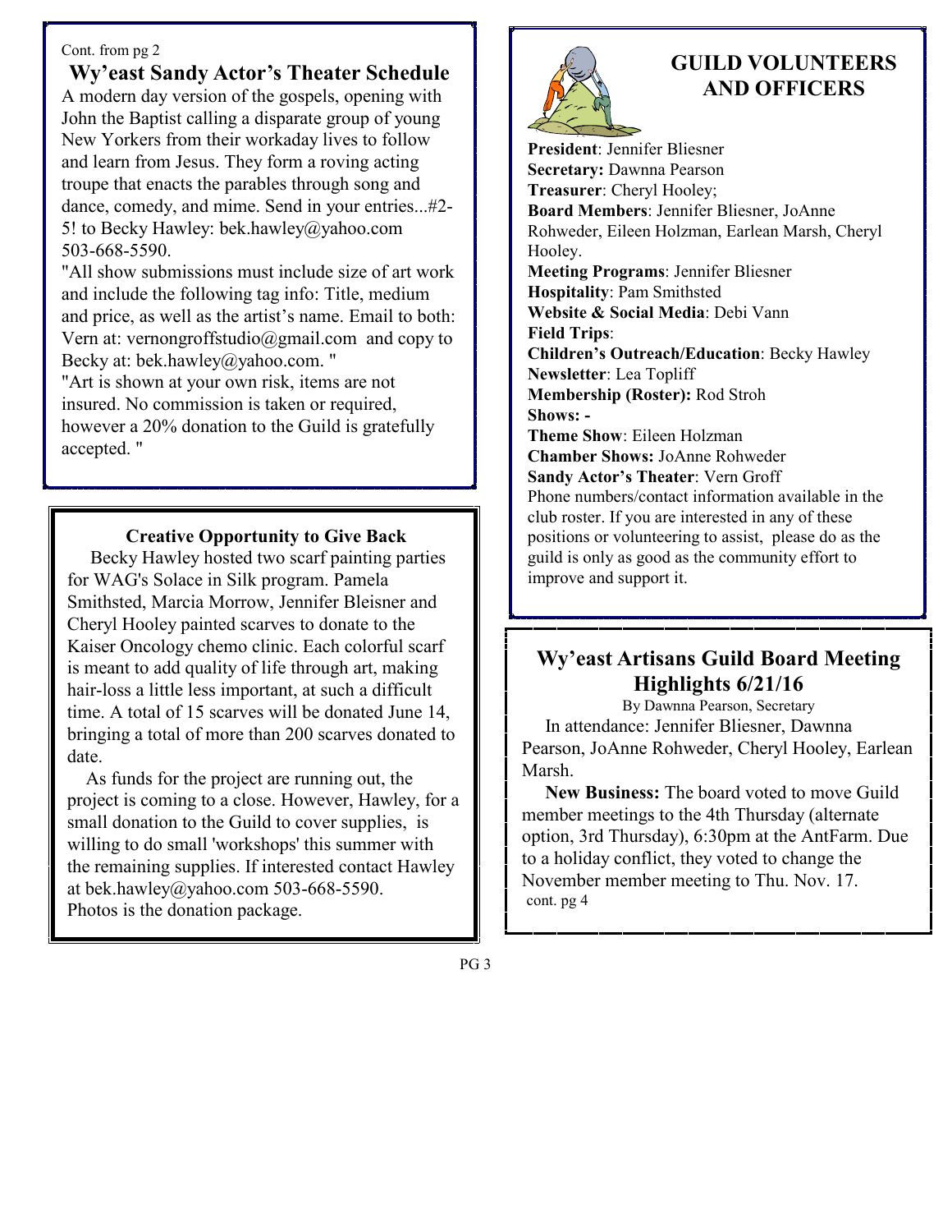Cont. from pg 2

## Wy'east Sandy Actor's Theater Schedule

A modern day version of the gospels, opening with John the Baptist calling a disparate group of young New Yorkers from their workaday lives to follow and learn from Jesus. They form a roving acting troupe that enacts the parables through song and dance, comedy, and mime. Send in your entries...#2-5! to Becky Hawley: bek.hawley@yahoo.com 503-668-5590.

"All show submissions must include size of art work and include the following tag info: Title, medium and price, as well as the artist's name. Email to both: Vern at: vernongroffstudio@gmail.com and copy to Becky at: bek.hawley@yahoo.com. "

"Art is shown at your own risk, items are not insured. No commission is taken or required, however a 20% donation to the Guild is gratefully accepted. "

### Creative Opportunity to Give Back

Becky Hawley hosted two scarf painting parties for WAG's Solace in Silk program. Pamela Smithsted, Marcia Morrow, Jennifer Bleisner and Cheryl Hooley painted scarves to donate to the Kaiser Oncology chemo clinic. Each colorful scarf is meant to add quality of life through art, making hair-loss a little less important, at such a difficult time. A total of 15 scarves will be donated June 14, bringing a total of more than 200 scarves donated to date.

As funds for the project are running out, the project is coming to a close. However, Hawley, for a small donation to the Guild to cover supplies, is willing to do small 'workshops' this summer with the remaining supplies. If interested contact Hawley at bek.hawley@yahoo.com 503-668-5590. Photos is the donation package.

## GUILD VOLUNTEERS AND OFFICERS

**President**: Jennifer Bliesner
**Secretary:** Dawnna Pearson
**Treasurer**: Cheryl Hooley;
**Board Members**: Jennifer Bliesner, JoAnne Rohweder, Eileen Holzman, Earlean Marsh, Cheryl Hooley.
**Meeting Programs**: Jennifer Bliesner
**Hospitality**: Pam Smithsted
**Website & Social Media**: Debi Vann
**Field Trips**:
**Children's Outreach/Education**: Becky Hawley
**Newsletter**: Lea Topliff
**Membership (Roster):** Rod Stroh
**Shows: -**
**Theme Show**: Eileen Holzman
**Chamber Shows:** JoAnne Rohweder
**Sandy Actor's Theater**: Vern Groff

Phone numbers/contact information available in the club roster. If you are interested in any of these positions or volunteering to assist, please do as the guild is only as good as the community effort to improve and support it.

## Wy'east Artisans Guild Board Meeting Highlights 6/21/16

By Dawnna Pearson, Secretary

In attendance: Jennifer Bliesner, Dawnna Pearson, JoAnne Rohweder, Cheryl Hooley, Earlean Marsh.

**New Business:** The board voted to move Guild member meetings to the 4th Thursday (alternate option, 3rd Thursday), 6:30pm at the AntFarm. Due to a holiday conflict, they voted to change the November member meeting to Thu. Nov. 17.

cont. pg 4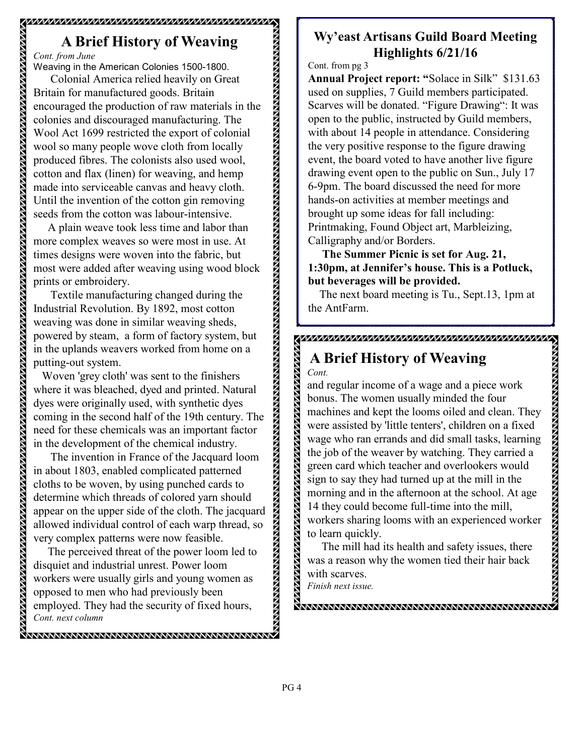# A Brief History of Weaving

*Cont. from June*

Weaving in the American Colonies 1500-1800.

Colonial America relied heavily on Great Britain for manufactured goods. Britain encouraged the production of raw materials in the colonies and discouraged manufacturing. The Wool Act 1699 restricted the export of colonial wool so many people wove cloth from locally produced fibres. The colonists also used wool, cotton and flax (linen) for weaving, and hemp made into serviceable canvas and heavy cloth. Until the invention of the cotton gin removing seeds from the cotton was labour-intensive.

A plain weave took less time and labor than more complex weaves so were most in use. At times designs were woven into the fabric, but most were added after weaving using wood block prints or embroidery.

Textile manufacturing changed during the Industrial Revolution. By 1892, most cotton weaving was done in similar weaving sheds, powered by steam, a form of factory system, but in the uplands weavers worked from home on a putting-out system.

Woven 'grey cloth' was sent to the finishers where it was bleached, dyed and printed. Natural dyes were originally used, with synthetic dyes coming in the second half of the 19th century. The need for these chemicals was an important factor in the development of the chemical industry.

The invention in France of the Jacquard loom in about 1803, enabled complicated patterned cloths to be woven, by using punched cards to determine which threads of colored yarn should appear on the upper side of the cloth. The jacquard allowed individual control of each warp thread, so very complex patterns were now feasible.

The perceived threat of the power loom led to disquiet and industrial unrest. Power loom workers were usually girls and young women as opposed to men who had previously been employed. They had the security of fixed hours,

*Cont. next column*

## Wy'east Artisans Guild Board Meeting Highlights 6/21/16

Cont. from pg 3

**Annual Project report:** "Solace in Silk" $131.63 used on supplies, 7 Guild members participated. Scarves will be donated. "Figure Drawing": It was open to the public, instructed by Guild members, with about 14 people in attendance. Considering the very positive response to the figure drawing event, the board voted to have another live figure drawing event open to the public on Sun., July 17 6-9pm. The board discussed the need for more hands-on activities at member meetings and brought up some ideas for fall including: Printmaking, Found Object art, Marbleizing, Calligraphy and/or Borders.

**The Summer Picnic is set for Aug. 21, 1:30pm, at Jennifer's house. This is a Potluck, but beverages will be provided.**

The next board meeting is Tu., Sept.13, 1pm at the AntFarm.

# A Brief History of Weaving

*Cont.*

and regular income of a wage and a piece work bonus. The women usually minded the four machines and kept the looms oiled and clean. They were assisted by 'little tenters', children on a fixed wage who ran errands and did small tasks, learning the job of the weaver by watching. They carried a green card which teacher and overlookers would sign to say they had turned up at the mill in the morning and in the afternoon at the school. At age 14 they could become full-time into the mill, workers sharing looms with an experienced worker to learn quickly.

The mill had its health and safety issues, there was a reason why the women tied their hair back with scarves.

*Finish next issue.*